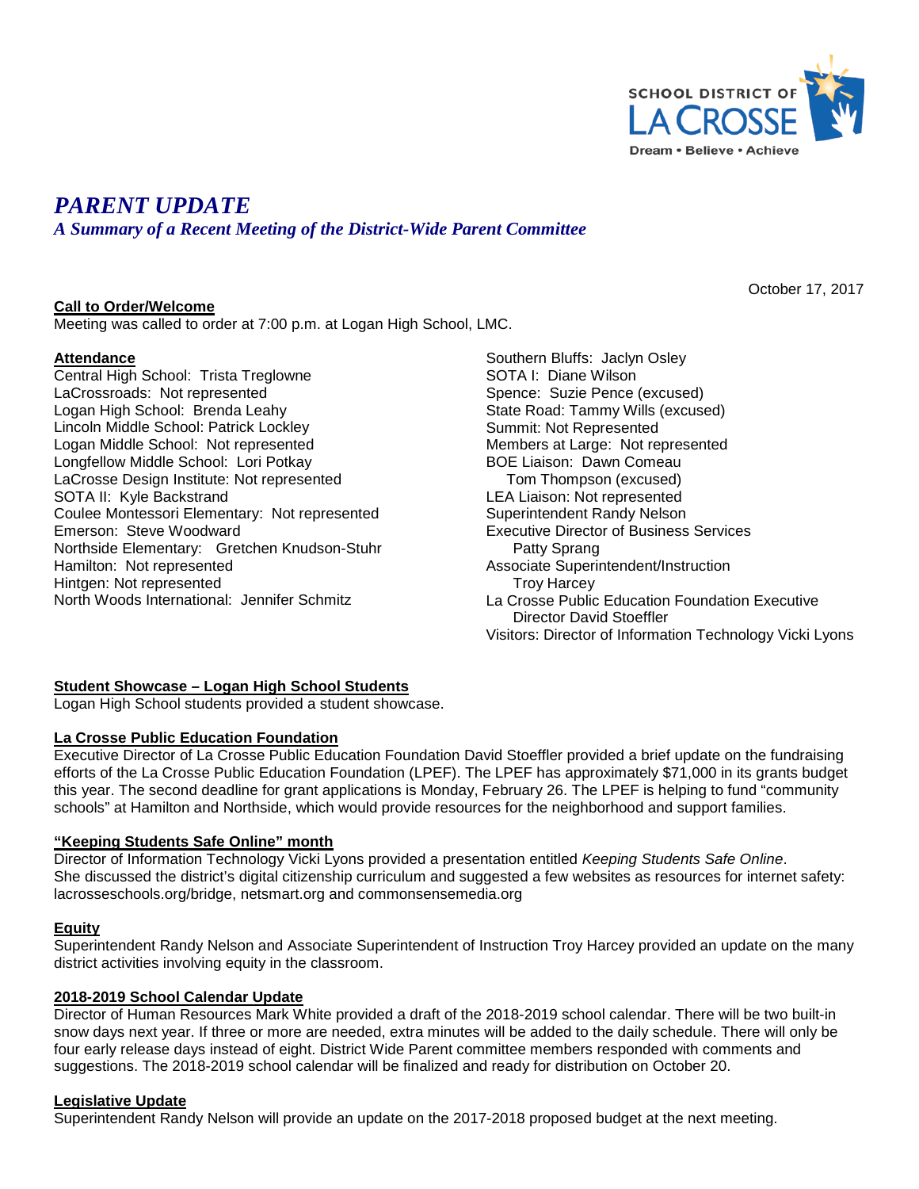SCHOOL DISTRICT OF LA CROSSE
Dream • Believe • Achieve

# *PARENT UPDATE*

## *A Summary of a Recent Meeting of the District-Wide Parent Committee*

October 17, 2017

**Call to Order/Welcome**
Meeting was called to order at 7:00 p.m. at Logan High School, LMC.

**Attendance**
Central High School: Trista Treglowne
LaCrossroads: Not represented
Logan High School: Brenda Leahy
Lincoln Middle School: Patrick Lockley
Logan Middle School: Not represented
Longfellow Middle School: Lori Potkay
LaCrosse Design Institute: Not represented
SOTA II: Kyle Backstrand
Coulee Montessori Elementary: Not represented
Emerson: Steve Woodward
Northside Elementary: Gretchen Knudson-Stuhr
Hamilton: Not represented
Hintgen: Not represented
North Woods International: Jennifer Schmitz
Southern Bluffs: Jaclyn Osley
SOTA I: Diane Wilson
Spence: Suzie Pence (excused)
State Road: Tammy Wills (excused)
Summit: Not Represented
Members at Large: Not represented
BOE Liaison: Dawn Comeau
Tom Thompson (excused)
LEA Liaison: Not represented
Superintendent Randy Nelson
Executive Director of Business Services
Patty Sprang
Associate Superintendent/Instruction
Troy Harcey
La Crosse Public Education Foundation Executive
Director David Stoeffler
Visitors: Director of Information Technology Vicki Lyons

**Student Showcase – Logan High School Students**
Logan High School students provided a student showcase.

**La Crosse Public Education Foundation**
Executive Director of La Crosse Public Education Foundation David Stoeffler provided a brief update on the fundraising efforts of the La Crosse Public Education Foundation (LPEF). The LPEF has approximately $71,000 in its grants budget this year. The second deadline for grant applications is Monday, February 26. The LPEF is helping to fund "community schools" at Hamilton and Northside, which would provide resources for the neighborhood and support families.

**"Keeping Students Safe Online" month**
Director of Information Technology Vicki Lyons provided a presentation entitled *Keeping Students Safe Online*. She discussed the district's digital citizenship curriculum and suggested a few websites as resources for internet safety: lacrosseschools.org/bridge, netsmart.org and commonsensemedia.org

**Equity**
Superintendent Randy Nelson and Associate Superintendent of Instruction Troy Harcey provided an update on the many district activities involving equity in the classroom.

**2018-2019 School Calendar Update**
Director of Human Resources Mark White provided a draft of the 2018-2019 school calendar. There will be two built-in snow days next year. If three or more are needed, extra minutes will be added to the daily schedule. There will only be four early release days instead of eight. District Wide Parent committee members responded with comments and suggestions. The 2018-2019 school calendar will be finalized and ready for distribution on October 20.

**Legislative Update**
Superintendent Randy Nelson will provide an update on the 2017-2018 proposed budget at the next meeting.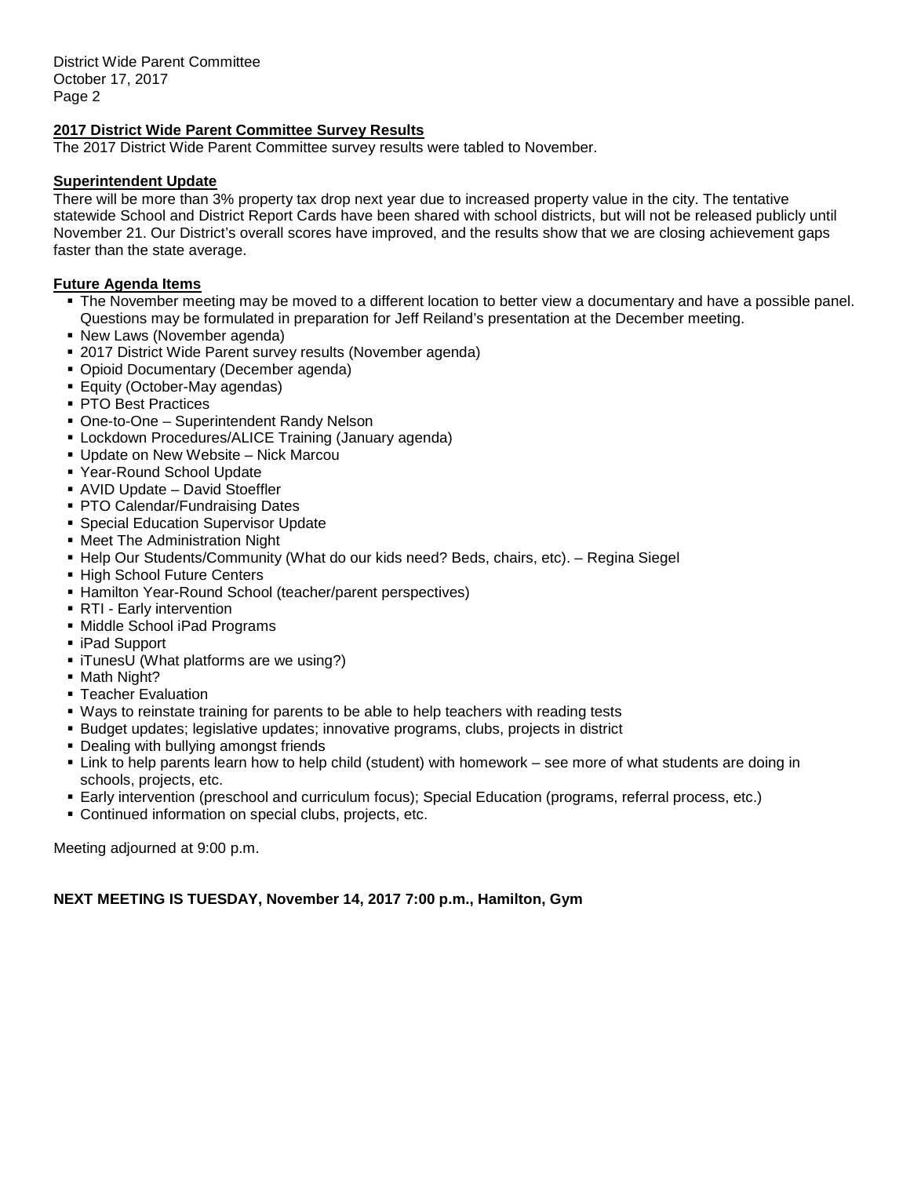## 2017 District Wide Parent Committee Survey Results

The 2017 District Wide Parent Committee survey results were tabled to November.

## Superintendent Update

There will be more than 3% property tax drop next year due to increased property value in the city. The tentative statewide School and District Report Cards have been shared with school districts, but will not be released publicly until November 21. Our District's overall scores have improved, and the results show that we are closing achievement gaps faster than the state average.

## Future Agenda Items

- The November meeting may be moved to a different location to better view a documentary and have a possible panel. Questions may be formulated in preparation for Jeff Reiland's presentation at the December meeting.
- New Laws (November agenda)
- 2017 District Wide Parent survey results (November agenda)
- Opioid Documentary (December agenda)
- Equity (October-May agendas)
- PTO Best Practices
- One-to-One – Superintendent Randy Nelson
- Lockdown Procedures/ALICE Training (January agenda)
- Update on New Website – Nick Marcou
- Year-Round School Update
- AVID Update – David Stoeffler
- PTO Calendar/Fundraising Dates
- Special Education Supervisor Update
- Meet The Administration Night
- Help Our Students/Community (What do our kids need? Beds, chairs, etc). – Regina Siegel
- High School Future Centers
- Hamilton Year-Round School (teacher/parent perspectives)
- RTI - Early intervention
- Middle School iPad Programs
- iPad Support
- iTunesU (What platforms are we using?)
- Math Night?
- Teacher Evaluation
- Ways to reinstate training for parents to be able to help teachers with reading tests
- Budget updates; legislative updates; innovative programs, clubs, projects in district
- Dealing with bullying amongst friends
- Link to help parents learn how to help child (student) with homework – see more of what students are doing in schools, projects, etc.
- Early intervention (preschool and curriculum focus); Special Education (programs, referral process, etc.)
- Continued information on special clubs, projects, etc.

Meeting adjourned at 9:00 p.m.

**NEXT MEETING IS TUESDAY, November 14, 2017 7:00 p.m., Hamilton, Gym**